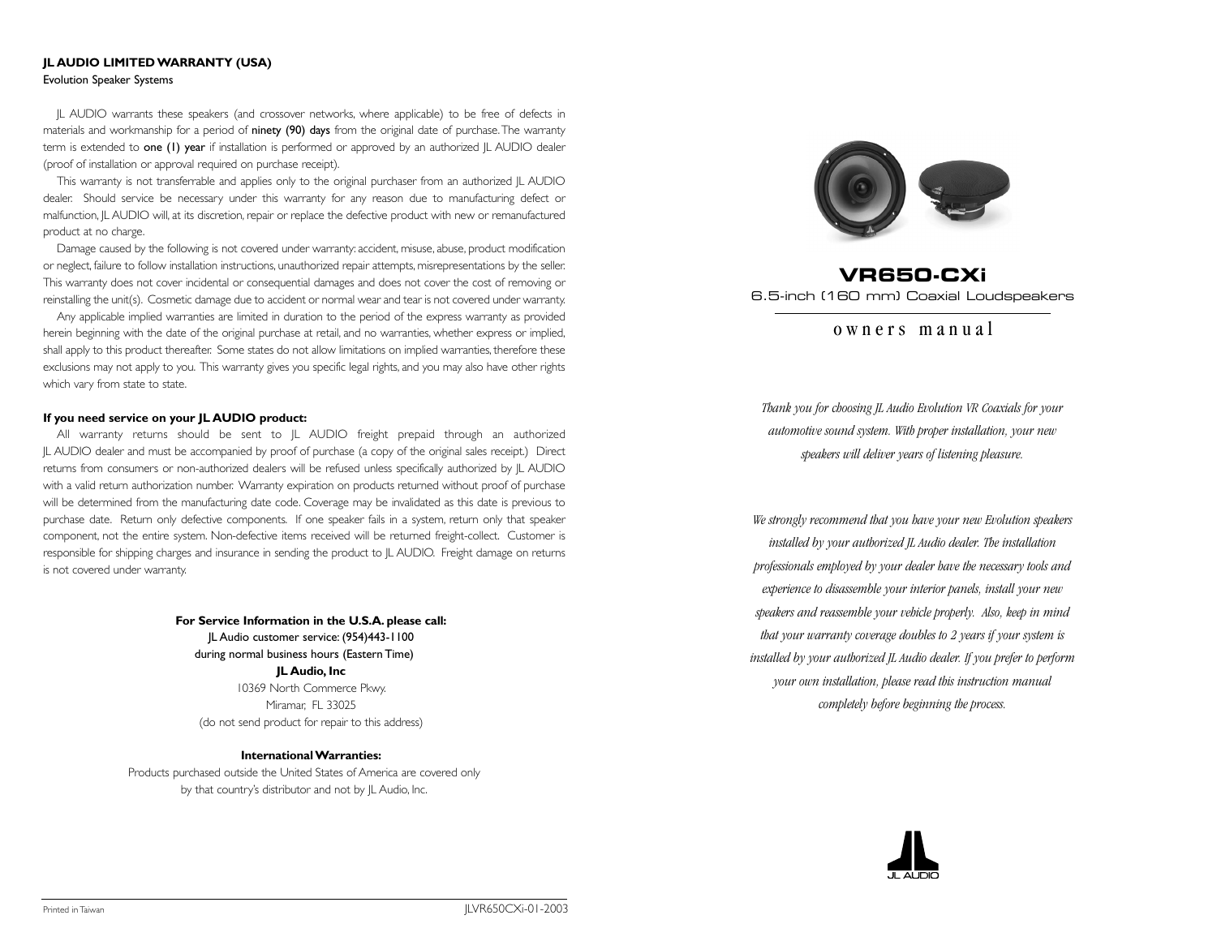## JL AUDIO LIMITED WARRANTY (USA)

Evolution Speaker Systems

JL AUDIO warrants these speakers (and crossover networks, where applicable) to be free of defects in materials and workmanship for a period of ninety (90) days from the original date of purchase. The warranty term is extended to one (1) year if installation is performed or approved by an authorized JL AUDIO dealer (proof of installation or approval required on purchase receipt).

This warranty is not transferrable and applies only to the original purchaser from an authorized JL AUDIO dealer. Should service be necessary under this warranty for any reason due to manufacturing defect or malfunction, JL AUDIO will, at its discretion, repair or replace the defective product with new or remanufactured product at no charge.

Damage caused by the following is not covered under warranty: accident, misuse, abuse, product modification or neglect, failure to follow installation instructions, unauthorized repair attempts, misrepresentations by the seller. This warranty does not cover incidental or consequential damages and does not cover the cost of removing or reinstalling the unit(s). Cosmetic damage due to accident or normal wear and tear is not covered under warranty.

Any applicable implied warranties are limited in duration to the period of the express warranty as provided herein beginning with the date of the original purchase at retail, and no warranties, whether express or implied, shall apply to this product thereafter. Some states do not allow limitations on implied warranties, therefore these exclusions may not apply to you. This warranty gives you specific legal rights, and you may also have other rights which vary from state to state.

**If you need service on your JL AUDIO product:**

All warranty returns should be sent to JL AUDIO freight prepaid through an authorized JL AUDIO dealer and must be accompanied by proof of purchase (a copy of the original sales receipt.) Direct returns from consumers or non-authorized dealers will be refused unless specifically authorized by JL AUDIO with a valid return authorization number. Warranty expiration on products returned without proof of purchase will be determined from the manufacturing date code. Coverage may be invalidated as this date is previous to purchase date. Return only defective components. If one speaker fails in a system, return only that speaker component, not the entire system. Non-defective items received will be returned freight-collect. Customer is responsible for shipping charges and insurance in sending the product to JL AUDIO. Freight damage on returns is not covered under warranty.

**For Service Information in the U.S.A. please call:**

JL Audio customer service: (954)443-1100
during normal business hours (Eastern Time)

**JL Audio, Inc**

10369 North Commerce Pkwy.
Miramar, FL 33025
(do not send product for repair to this address)

**International Warranties:**

Products purchased outside the United States of America are covered only by that country's distributor and not by JL Audio, Inc.

Printed in Taiwan

JLVR650CXi-01-2003

# VR650-CXi

6.5-inch (160 mm) Coaxial Loudspeakers

## owners manual

*Thank you for choosing JL Audio Evolution VR Coaxials for your automotive sound system. With proper installation, your new speakers will deliver years of listening pleasure.*

*We strongly recommend that you have your new Evolution speakers installed by your authorized JL Audio dealer. The installation professionals employed by your dealer have the necessary tools and experience to disassemble your interior panels, install your new speakers and reassemble your vehicle properly. Also, keep in mind that your warranty coverage doubles to 2 years if your system is installed by your authorized JL Audio dealer. If you prefer to perform your own installation, please read this instruction manual completely before beginning the process.*

JL AUDIO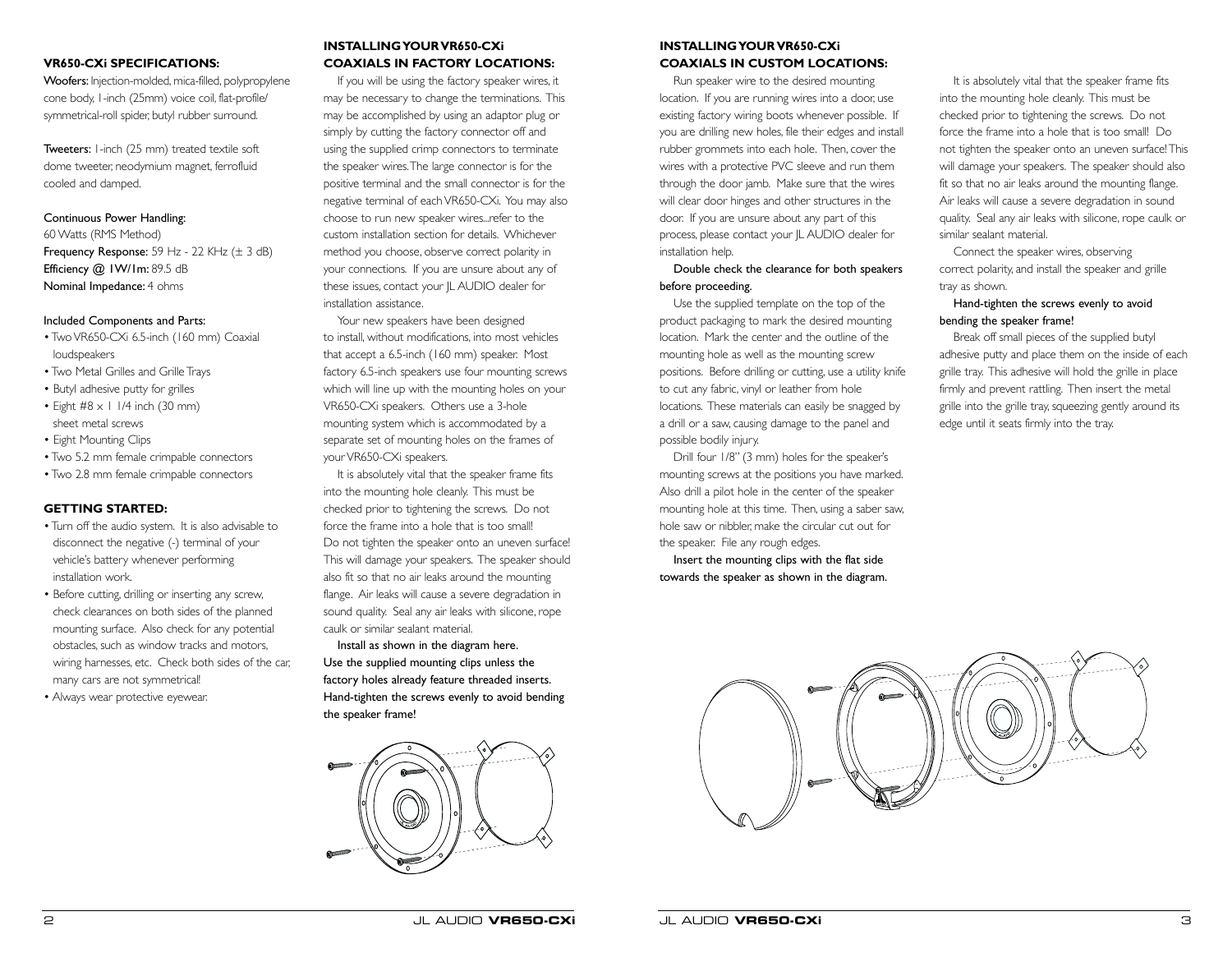### VR650-CXi SPECIFICATIONS:

**Woofers:** Injection-molded, mica-filled, polypropylene cone body, 1-inch (25mm) voice coil, flat-profile/symmetrical-roll spider, butyl rubber surround.

**Tweeters:** 1-inch (25 mm) treated textile soft dome tweeter, neodymium magnet, ferrofluid cooled and damped.

**Continuous Power Handling:**
60 Watts (RMS Method)
**Frequency Response:** 59 Hz - 22 KHz (± 3 dB)
**Efficiency @ 1W/1m:** 89.5 dB
**Nominal Impedance:** 4 ohms

**Included Components and Parts:**

- Two VR650-CXi 6.5-inch (160 mm) Coaxial loudspeakers
- Two Metal Grilles and Grille Trays
- Butyl adhesive putty for grilles
- Eight #8 x 1 1/4 inch (30 mm) sheet metal screws
- Eight Mounting Clips
- Two 5.2 mm female crimpable connectors
- Two 2.8 mm female crimpable connectors

### GETTING STARTED:

- Turn off the audio system. It is also advisable to disconnect the negative (-) terminal of your vehicle's battery whenever performing installation work.
- Before cutting, drilling or inserting any screw, check clearances on both sides of the planned mounting surface. Also check for any potential obstacles, such as window tracks and motors, wiring harnesses, etc. Check both sides of the car, many cars are not symmetrical!
- Always wear protective eyewear.

### INSTALLING YOUR VR650-CXi COAXIALS IN FACTORY LOCATIONS:

If you will be using the factory speaker wires, it may be necessary to change the terminations. This may be accomplished by using an adaptor plug or simply by cutting the factory connector off and using the supplied crimp connectors to terminate the speaker wires. The large connector is for the positive terminal and the small connector is for the negative terminal of each VR650-CXi. You may also choose to run new speaker wires...refer to the custom installation section for details. Whichever method you choose, observe correct polarity in your connections. If you are unsure about any of these issues, contact your JL AUDIO dealer for installation assistance.

Your new speakers have been designed to install, without modifications, into most vehicles that accept a 6.5-inch (160 mm) speaker. Most factory 6.5-inch speakers use four mounting screws which will line up with the mounting holes on your VR650-CXi speakers. Others use a 3-hole mounting system which is accommodated by a separate set of mounting holes on the frames of your VR650-CXi speakers.

It is absolutely vital that the speaker frame fits into the mounting hole cleanly. This must be checked prior to tightening the screws. Do not force the frame into a hole that is too small! Do not tighten the speaker onto an uneven surface! This will damage your speakers. The speaker should also fit so that no air leaks around the mounting flange. Air leaks will cause a severe degradation in sound quality. Seal any air leaks with silicone, rope caulk or similar sealant material.

Install as shown in the diagram here. Use the supplied mounting clips unless the factory holes already feature threaded inserts. Hand-tighten the screws evenly to avoid bending the speaker frame!

### INSTALLING YOUR VR650-CXi COAXIALS IN CUSTOM LOCATIONS:

Run speaker wire to the desired mounting location. If you are running wires into a door, use existing factory wiring boots whenever possible. If you are drilling new holes, file their edges and install rubber grommets into each hole. Then, cover the wires with a protective PVC sleeve and run them through the door jamb. Make sure that the wires will clear door hinges and other structures in the door. If you are unsure about any part of this process, please contact your JL AUDIO dealer for installation help.

Double check the clearance for both speakers before proceeding.

Use the supplied template on the top of the product packaging to mark the desired mounting location. Mark the center and the outline of the mounting hole as well as the mounting screw positions. Before drilling or cutting, use a utility knife to cut any fabric, vinyl or leather from hole locations. These materials can easily be snagged by a drill or a saw, causing damage to the panel and possible bodily injury.

Drill four 1/8" (3 mm) holes for the speaker's mounting screws at the positions you have marked. Also drill a pilot hole in the center of the speaker mounting hole at this time. Then, using a saber saw, hole saw or nibbler, make the circular cut out for the speaker. File any rough edges.

Insert the mounting clips with the flat side towards the speaker as shown in the diagram.

It is absolutely vital that the speaker frame fits into the mounting hole cleanly. This must be checked prior to tightening the screws. Do not force the frame into a hole that is too small! Do not tighten the speaker onto an uneven surface! This will damage your speakers. The speaker should also fit so that no air leaks around the mounting flange. Air leaks will cause a severe degradation in sound quality. Seal any air leaks with silicone, rope caulk or similar sealant material.

Connect the speaker wires, observing correct polarity, and install the speaker and grille tray as shown.

Hand-tighten the screws evenly to avoid bending the speaker frame!

Break off small pieces of the supplied butyl adhesive putty and place them on the inside of each grille tray. This adhesive will hold the grille in place firmly and prevent rattling. Then insert the metal grille into the grille tray, squeezing gently around its edge until it seats firmly into the tray.